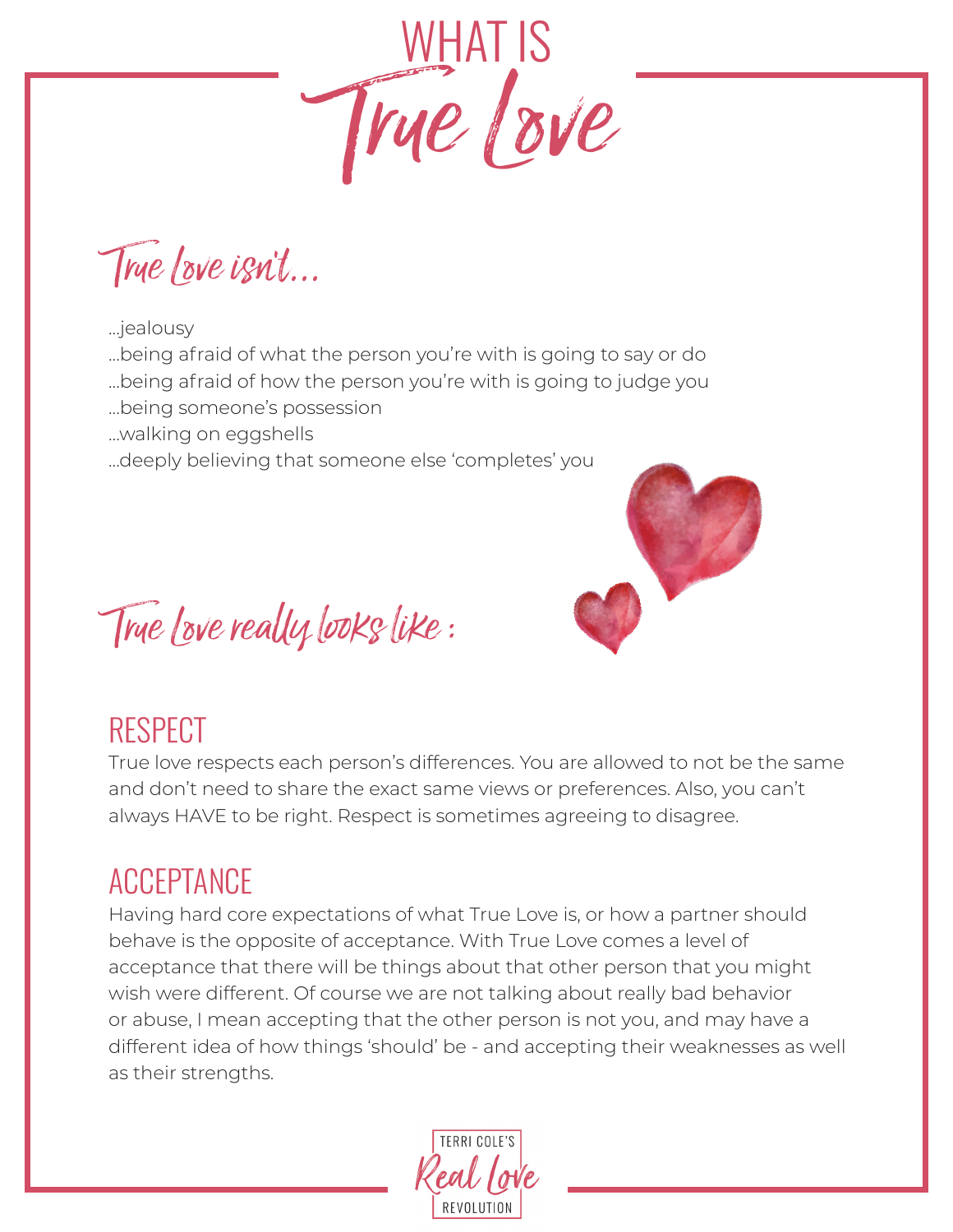# WHAT IS True Love

## True Love isn't...

...jealousy
...being afraid of what the person you're with is going to say or do
...being afraid of how the person you're with is going to judge you
...being someone's possession
...walking on eggshells
...deeply believing that someone else 'completes' you

## True Love really looks like :

### RESPECT

True love respects each person's differences. You are allowed to not be the same and don't need to share the exact same views or preferences. Also, you can't always HAVE to be right. Respect is sometimes agreeing to disagree.

### ACCEPTANCE

Having hard core expectations of what True Love is, or how a partner should behave is the opposite of acceptance. With True Love comes a level of acceptance that there will be things about that other person that you might wish were different. Of course we are not talking about really bad behavior or abuse, I mean accepting that the other person is not you, and may have a different idea of how things 'should' be - and accepting their weaknesses as well as their strengths.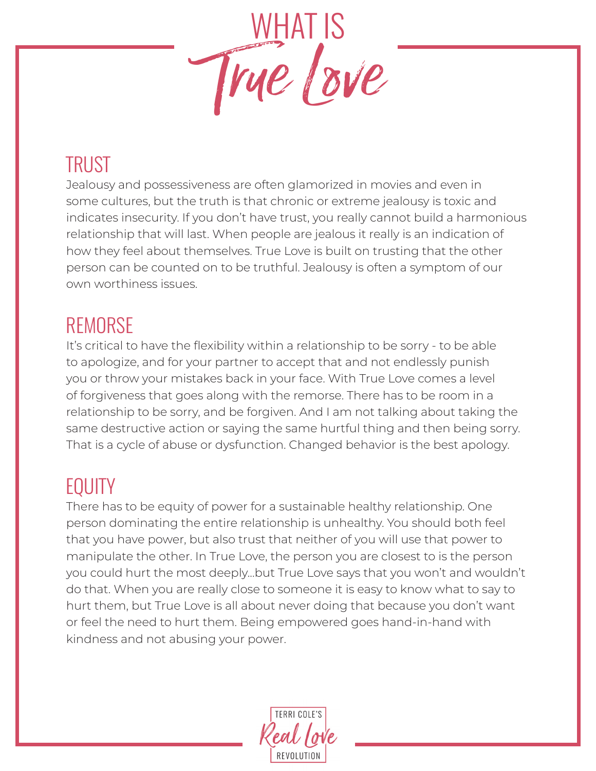# WHAT IS True Love

## TRUST

Jealousy and possessiveness are often glamorized in movies and even in some cultures, but the truth is that chronic or extreme jealousy is toxic and indicates insecurity. If you don't have trust, you really cannot build a harmonious relationship that will last. When people are jealous it really is an indication of how they feel about themselves. True Love is built on trusting that the other person can be counted on to be truthful. Jealousy is often a symptom of our own worthiness issues.

## REMORSE

It's critical to have the flexibility within a relationship to be sorry - to be able to apologize, and for your partner to accept that and not endlessly punish you or throw your mistakes back in your face. With True Love comes a level of forgiveness that goes along with the remorse. There has to be room in a relationship to be sorry, and be forgiven. And I am not talking about taking the same destructive action or saying the same hurtful thing and then being sorry. That is a cycle of abuse or dysfunction. Changed behavior is the best apology.

## EQUITY

There has to be equity of power for a sustainable healthy relationship. One person dominating the entire relationship is unhealthy. You should both feel that you have power, but also trust that neither of you will use that power to manipulate the other. In True Love, the person you are closest to is the person you could hurt the most deeply…but True Love says that you won't and wouldn't do that. When you are really close to someone it is easy to know what to say to hurt them, but True Love is all about never doing that because you don't want or feel the need to hurt them. Being empowered goes hand-in-hand with kindness and not abusing your power.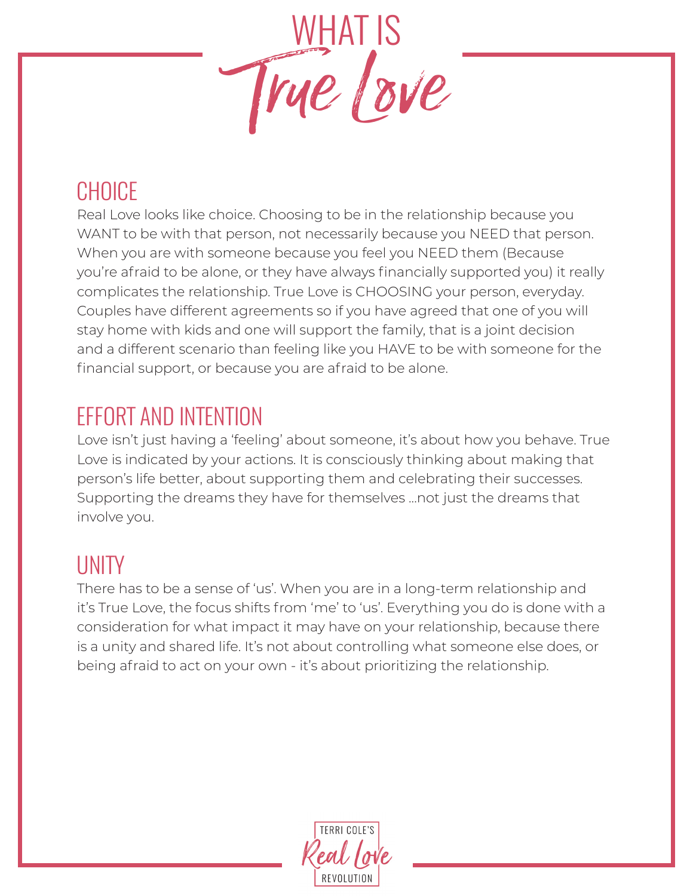# WHAT IS True Love

## CHOICE

Real Love looks like choice. Choosing to be in the relationship because you WANT to be with that person, not necessarily because you NEED that person. When you are with someone because you feel you NEED them (Because you're afraid to be alone, or they have always financially supported you) it really complicates the relationship. True Love is CHOOSING your person, everyday. Couples have different agreements so if you have agreed that one of you will stay home with kids and one will support the family, that is a joint decision and a different scenario than feeling like you HAVE to be with someone for the financial support, or because you are afraid to be alone.

## EFFORT AND INTENTION

Love isn't just having a 'feeling' about someone, it's about how you behave. True Love is indicated by your actions. It is consciously thinking about making that person's life better, about supporting them and celebrating their successes. Supporting the dreams they have for themselves ...not just the dreams that involve you.

## UNITY

There has to be a sense of 'us'. When you are in a long-term relationship and it's True Love, the focus shifts from 'me' to 'us'. Everything you do is done with a consideration for what impact it may have on your relationship, because there is a unity and shared life. It's not about controlling what someone else does, or being afraid to act on your own - it's about prioritizing the relationship.

TERRI COLE'S Real Love REVOLUTION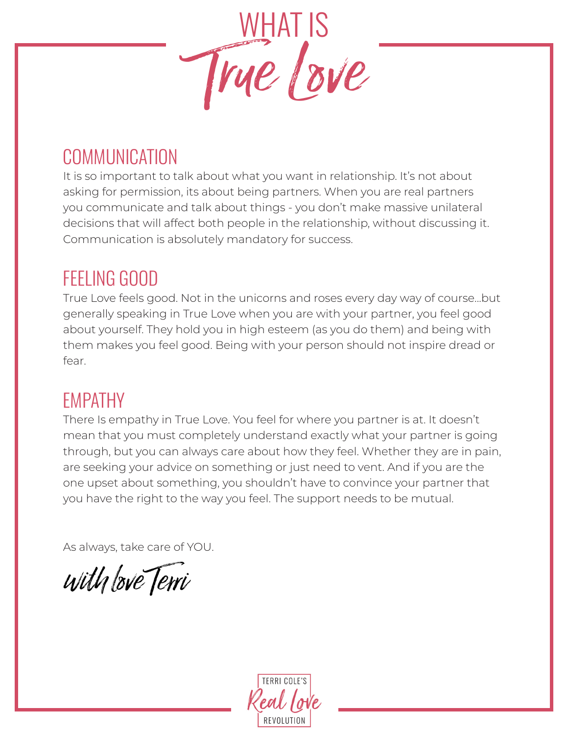# WHAT IS True Love

## COMMUNICATION

It is so important to talk about what you want in relationship. It's not about asking for permission, its about being partners. When you are real partners you communicate and talk about things - you don't make massive unilateral decisions that will affect both people in the relationship, without discussing it. Communication is absolutely mandatory for success.

## FEELING GOOD

True Love feels good. Not in the unicorns and roses every day way of course...but generally speaking in True Love when you are with your partner, you feel good about yourself. They hold you in high esteem (as you do them) and being with them makes you feel good. Being with your person should not inspire dread or fear.

## EMPATHY

There Is empathy in True Love. You feel for where you partner is at. It doesn't mean that you must completely understand exactly what your partner is going through, but you can always care about how they feel. Whether they are in pain, are seeking your advice on something or just need to vent. And if you are the one upset about something, you shouldn't have to convince your partner that you have the right to the way you feel. The support needs to be mutual.

As always, take care of YOU.

*with love Terri*

TERRI COLE'S Real Love REVOLUTION